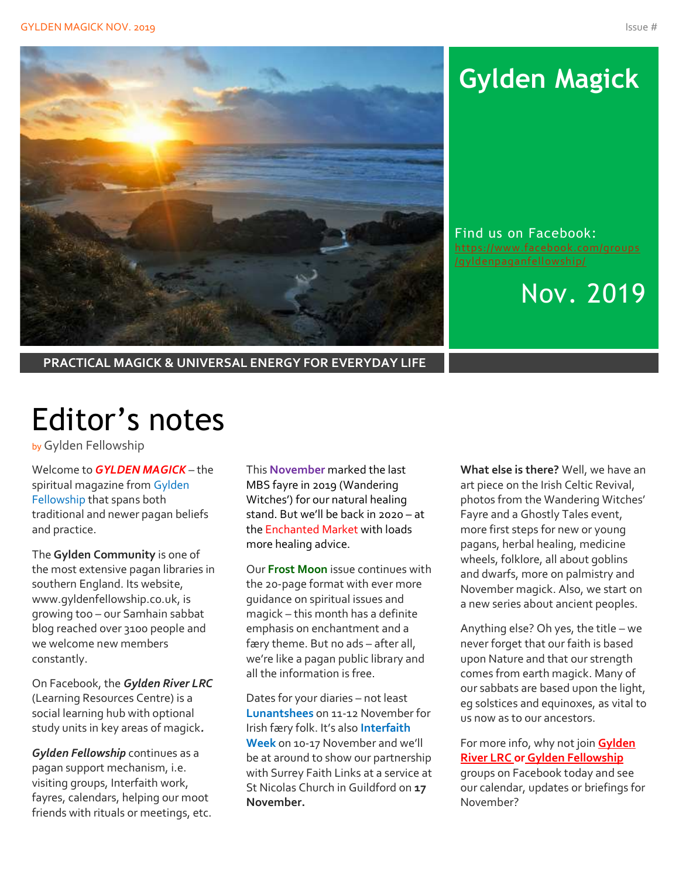# Gylden Magick

Find us on Facebook: https://www.facebook.com/groups/gyldenpaganfellowship/

Nov. 2019

**PRACTICAL MAGICK & UNIVERSAL ENERGY FOR EVERYDAY LIFE**

# Editor's notes

by Gylden Fellowship

Welcome to ***GYLDEN MAGICK*** – the spiritual magazine from Gylden Fellowship that spans both traditional and newer pagan beliefs and practice.

The **Gylden Community** is one of the most extensive pagan libraries in southern England. Its website, www.gyldenfellowship.co.uk, is growing too – our Samhain sabbat blog reached over 3100 people and we welcome new members constantly.

On Facebook, the ***Gylden River LRC*** (Learning Resources Centre) is a social learning hub with optional study units in key areas of magick.

***Gylden Fellowship*** continues as a pagan support mechanism, i.e. visiting groups, Interfaith work, fayres, calendars, helping our moot friends with rituals or meetings, etc.

This **November** marked the last MBS fayre in 2019 (Wandering Witches') for our natural healing stand. But we'll be back in 2020 – at the Enchanted Market with loads more healing advice.

Our **Frost Moon** issue continues with the 20-page format with ever more guidance on spiritual issues and magick – this month has a definite emphasis on enchantment and a færy theme. But no ads – after all, we're like a pagan public library and all the information is free.

Dates for your diaries – not least **Lunantshees** on 11-12 November for Irish færy folk. It's also **Interfaith Week** on 10-17 November and we'll be at around to show our partnership with Surrey Faith Links at a service at St Nicolas Church in Guildford on **17 November.**

**What else is there?** Well, we have an art piece on the Irish Celtic Revival, photos from the Wandering Witches' Fayre and a Ghostly Tales event, more first steps for new or young pagans, herbal healing, medicine wheels, folklore, all about goblins and dwarfs, more on palmistry and November magick. Also, we start on a new series about ancient peoples.

Anything else? Oh yes, the title – we never forget that our faith is based upon Nature and that our strength comes from earth magick. Many of our sabbats are based upon the light, eg solstices and equinoxes, as vital to us now as to our ancestors.

For more info, why not join **Gylden River LRC or Gylden Fellowship** groups on Facebook today and see our calendar, updates or briefings for November?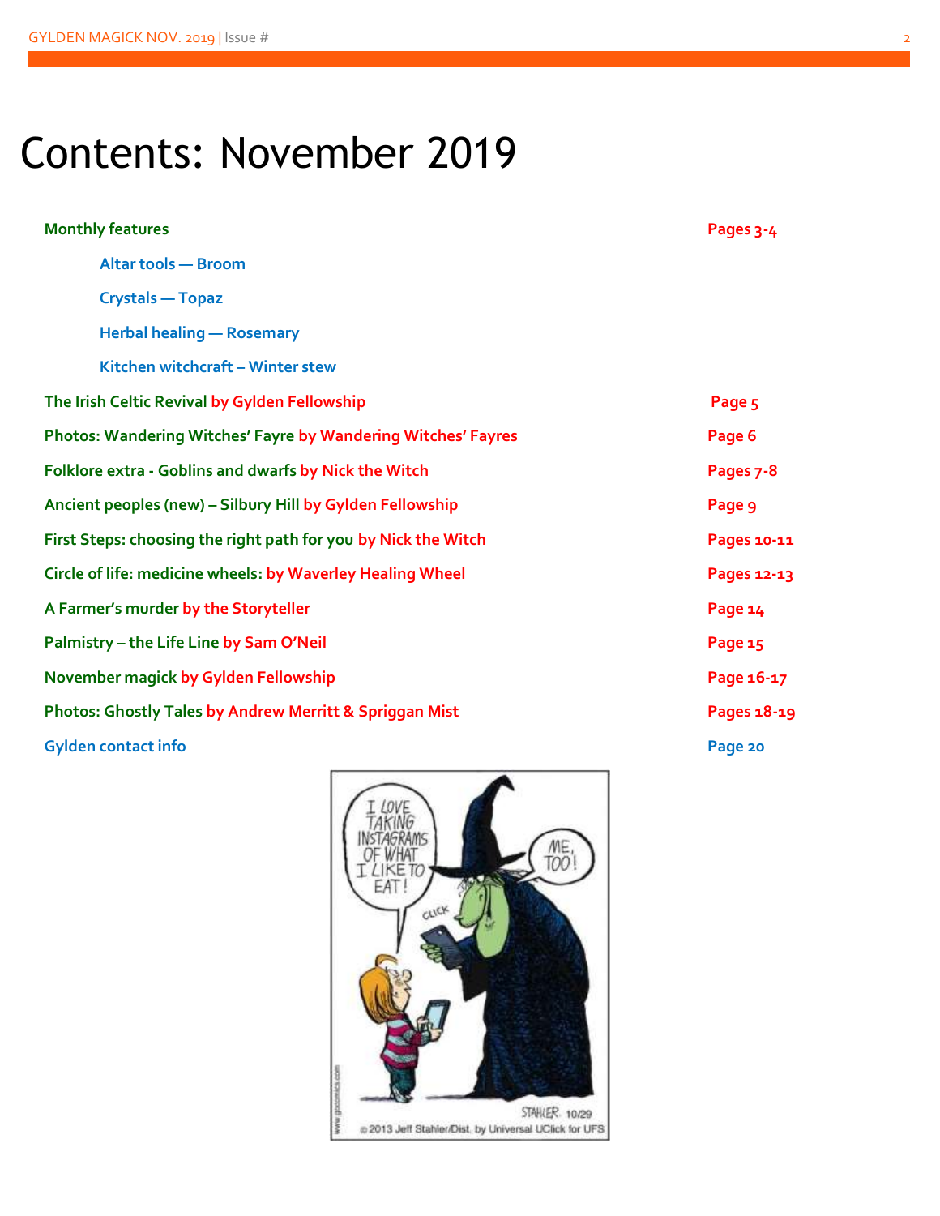# Contents: November 2019

| | |
|---|---|
| **Monthly features** | **Pages 3-4** |
| Altar tools — Broom | |
| Crystals — Topaz | |
| Herbal healing — Rosemary | |
| Kitchen witchcraft – Winter stew | |
| **The Irish Celtic Revival by Gylden Fellowship** | **Page 5** |
| **Photos: Wandering Witches' Fayre by Wandering Witches' Fayres** | **Page 6** |
| **Folklore extra - Goblins and dwarfs by Nick the Witch** | **Pages 7-8** |
| **Ancient peoples (new) – Silbury Hill by Gylden Fellowship** | **Page 9** |
| **First Steps: choosing the right path for you by Nick the Witch** | **Pages 10-11** |
| **Circle of life: medicine wheels: by Waverley Healing Wheel** | **Pages 12-13** |
| **A Farmer's murder by the Storyteller** | **Page 14** |
| **Palmistry – the Life Line by Sam O'Neil** | **Page 15** |
| **November magick by Gylden Fellowship** | **Page 16-17** |
| **Photos: Ghostly Tales by Andrew Merritt & Spriggan Mist** | **Pages 18-19** |
| **Gylden contact info** | **Page 20** |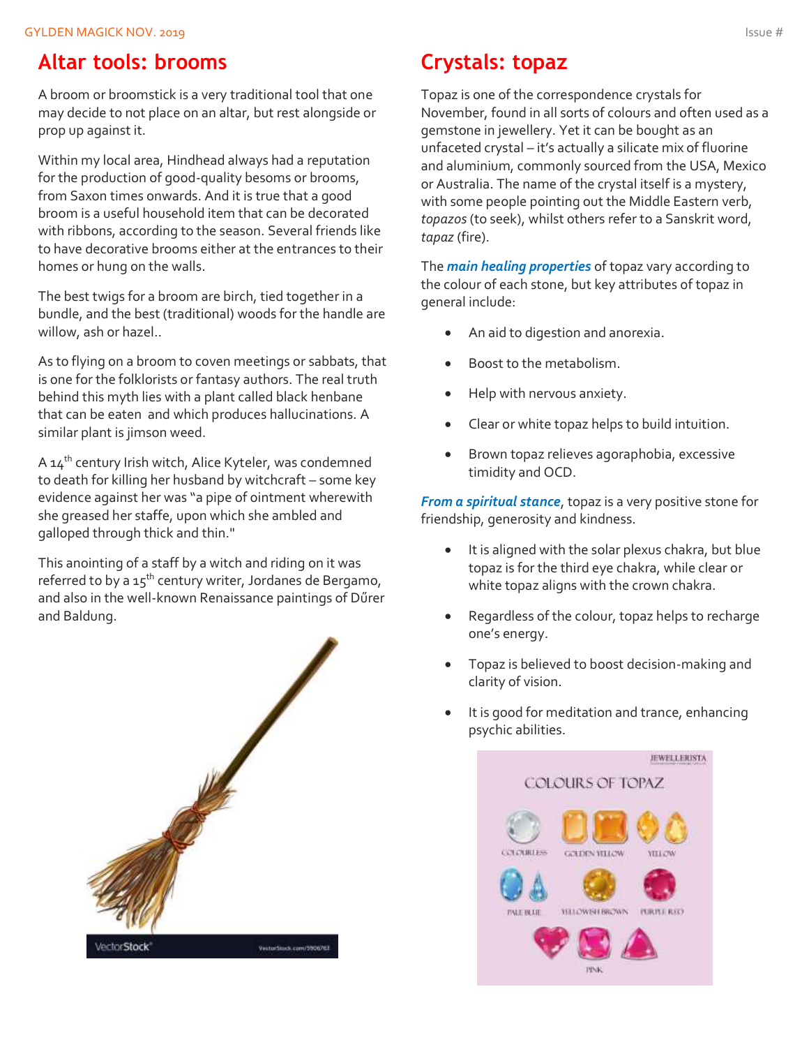## Altar tools: brooms

A broom or broomstick is a very traditional tool that one may decide to not place on an altar, but rest alongside or prop up against it.

Within my local area, Hindhead always had a reputation for the production of good-quality besoms or brooms, from Saxon times onwards. And it is true that a good broom is a useful household item that can be decorated with ribbons, according to the season. Several friends like to have decorative brooms either at the entrances to their homes or hung on the walls.

The best twigs for a broom are birch, tied together in a bundle, and the best (traditional) woods for the handle are willow, ash or hazel..

As to flying on a broom to coven meetings or sabbats, that is one for the folklorists or fantasy authors. The real truth behind this myth lies with a plant called black henbane that can be eaten and which produces hallucinations. A similar plant is jimson weed.

A 14th century Irish witch, Alice Kyteler, was condemned to death for killing her husband by witchcraft – some key evidence against her was "a pipe of ointment wherewith she greased her staffe, upon which she ambled and galloped through thick and thin."

This anointing of a staff by a witch and riding on it was referred to by a 15th century writer, Jordanes de Bergamo, and also in the well-known Renaissance paintings of Dűrer and Baldung.

## Crystals: topaz

Topaz is one of the correspondence crystals for November, found in all sorts of colours and often used as a gemstone in jewellery. Yet it can be bought as an unfaceted crystal – it's actually a silicate mix of fluorine and aluminium, commonly sourced from the USA, Mexico or Australia. The name of the crystal itself is a mystery, with some people pointing out the Middle Eastern verb, *topazos* (to seek), whilst others refer to a Sanskrit word, *tapaz* (fire).

The ***main healing properties*** of topaz vary according to the colour of each stone, but key attributes of topaz in general include:

- An aid to digestion and anorexia.
- Boost to the metabolism.
- Help with nervous anxiety.
- Clear or white topaz helps to build intuition.
- Brown topaz relieves agoraphobia, excessive timidity and OCD.

***From a spiritual stance***, topaz is a very positive stone for friendship, generosity and kindness.

- It is aligned with the solar plexus chakra, but blue topaz is for the third eye chakra, while clear or white topaz aligns with the crown chakra.
- Regardless of the colour, topaz helps to recharge one's energy.
- Topaz is believed to boost decision-making and clarity of vision.
- It is good for meditation and trance, enhancing psychic abilities.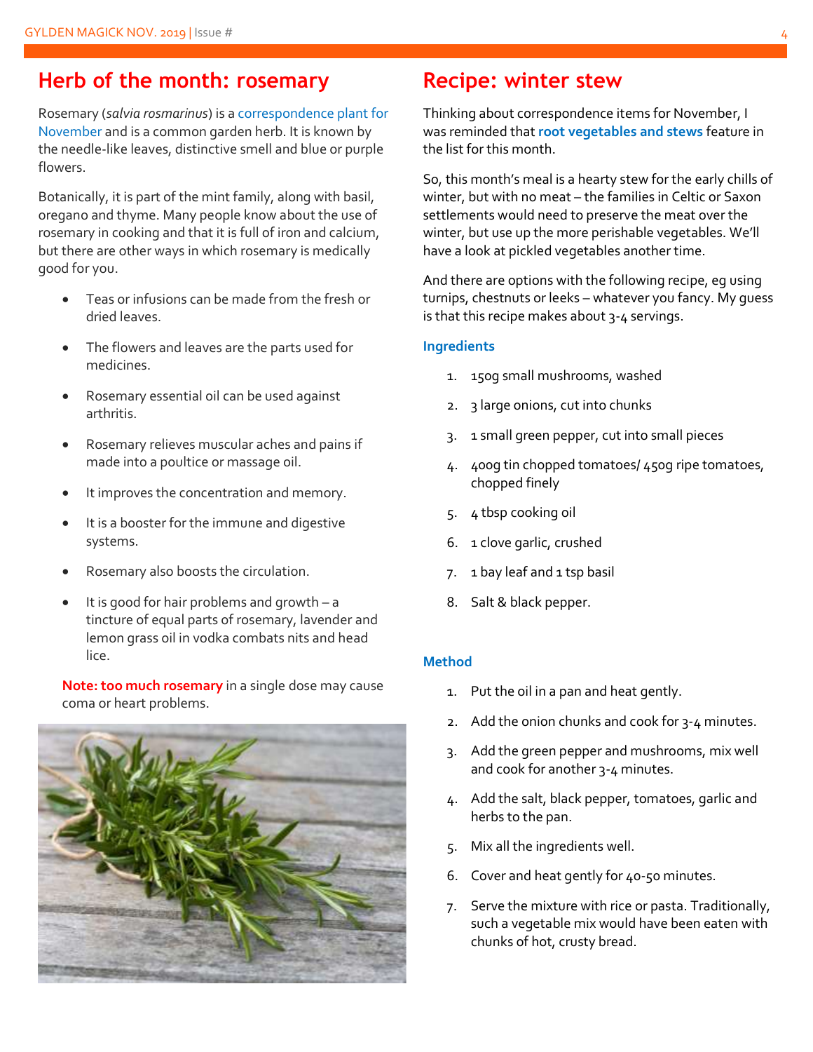## Herb of the month: rosemary

Rosemary (*salvia rosmarinus*) is a correspondence plant for November and is a common garden herb. It is known by the needle-like leaves, distinctive smell and blue or purple flowers.

Botanically, it is part of the mint family, along with basil, oregano and thyme. Many people know about the use of rosemary in cooking and that it is full of iron and calcium, but there are other ways in which rosemary is medically good for you.

- Teas or infusions can be made from the fresh or dried leaves.
- The flowers and leaves are the parts used for medicines.
- Rosemary essential oil can be used against arthritis.
- Rosemary relieves muscular aches and pains if made into a poultice or massage oil.
- It improves the concentration and memory.
- It is a booster for the immune and digestive systems.
- Rosemary also boosts the circulation.
- It is good for hair problems and growth – a tincture of equal parts of rosemary, lavender and lemon grass oil in vodka combats nits and head lice.

**Note: too much rosemary** in a single dose may cause coma or heart problems.

## Recipe: winter stew

Thinking about correspondence items for November, I was reminded that **root vegetables and stews** feature in the list for this month.

So, this month's meal is a hearty stew for the early chills of winter, but with no meat – the families in Celtic or Saxon settlements would need to preserve the meat over the winter, but use up the more perishable vegetables. We'll have a look at pickled vegetables another time.

And there are options with the following recipe, eg using turnips, chestnuts or leeks – whatever you fancy. My guess is that this recipe makes about 3-4 servings.

### Ingredients

1. 150g small mushrooms, washed
2. 3 large onions, cut into chunks
3. 1 small green pepper, cut into small pieces
4. 400g tin chopped tomatoes/ 450g ripe tomatoes, chopped finely
5. 4 tbsp cooking oil
6. 1 clove garlic, crushed
7. 1 bay leaf and 1 tsp basil
8. Salt & black pepper.

### Method

1. Put the oil in a pan and heat gently.
2. Add the onion chunks and cook for 3-4 minutes.
3. Add the green pepper and mushrooms, mix well and cook for another 3-4 minutes.
4. Add the salt, black pepper, tomatoes, garlic and herbs to the pan.
5. Mix all the ingredients well.
6. Cover and heat gently for 40-50 minutes.
7. Serve the mixture with rice or pasta. Traditionally, such a vegetable mix would have been eaten with chunks of hot, crusty bread.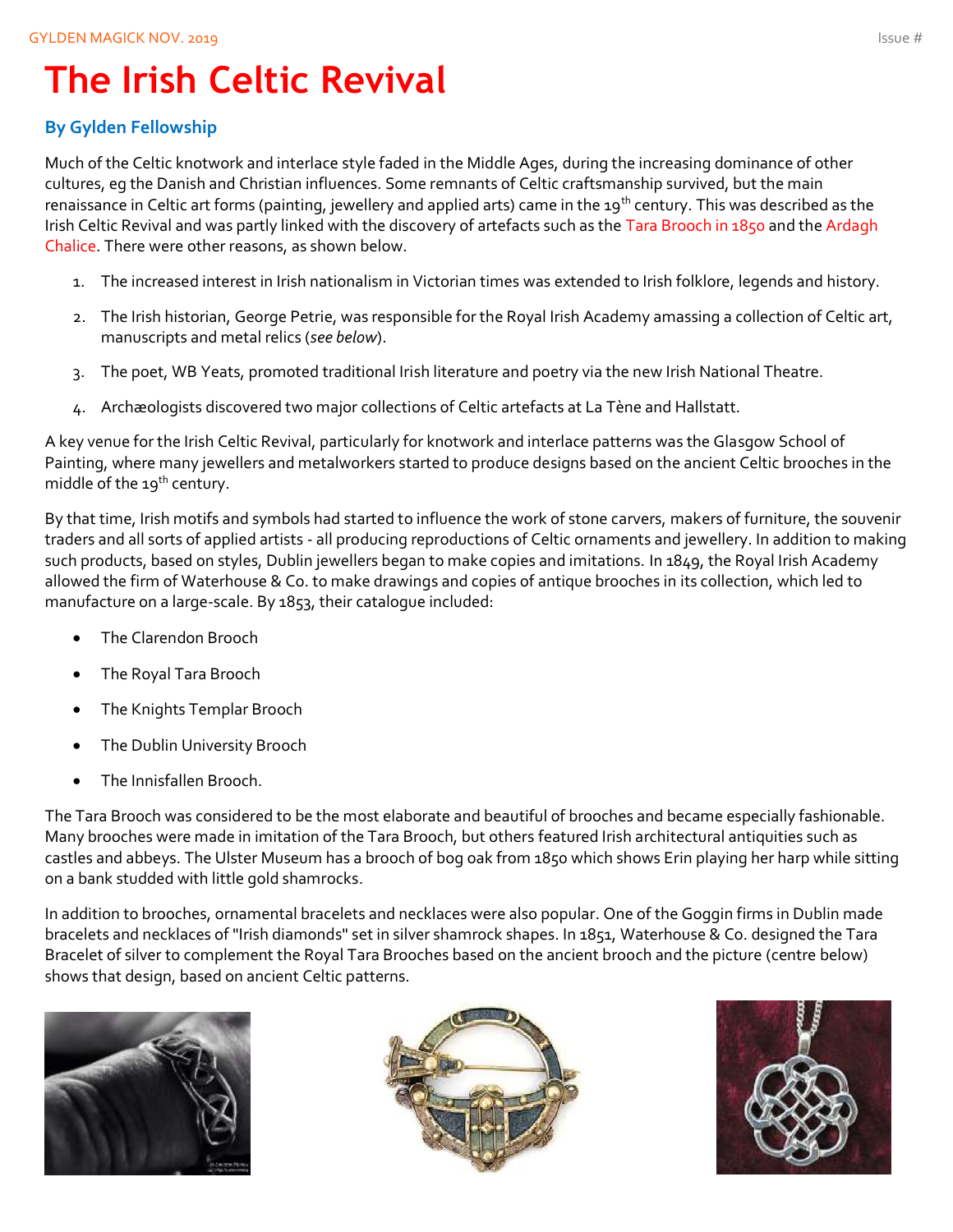# The Irish Celtic Revival

**By Gylden Fellowship**

Much of the Celtic knotwork and interlace style faded in the Middle Ages, during the increasing dominance of other cultures, eg the Danish and Christian influences. Some remnants of Celtic craftsmanship survived, but the main renaissance in Celtic art forms (painting, jewellery and applied arts) came in the 19th century. This was described as the Irish Celtic Revival and was partly linked with the discovery of artefacts such as the Tara Brooch in 1850 and the Ardagh Chalice. There were other reasons, as shown below.

1. The increased interest in Irish nationalism in Victorian times was extended to Irish folklore, legends and history.
2. The Irish historian, George Petrie, was responsible for the Royal Irish Academy amassing a collection of Celtic art, manuscripts and metal relics (*see below*).
3. The poet, WB Yeats, promoted traditional Irish literature and poetry via the new Irish National Theatre.
4. Archæologists discovered two major collections of Celtic artefacts at La Tène and Hallstatt.

A key venue for the Irish Celtic Revival, particularly for knotwork and interlace patterns was the Glasgow School of Painting, where many jewellers and metalworkers started to produce designs based on the ancient Celtic brooches in the middle of the 19th century.

By that time, Irish motifs and symbols had started to influence the work of stone carvers, makers of furniture, the souvenir traders and all sorts of applied artists - all producing reproductions of Celtic ornaments and jewellery. In addition to making such products, based on styles, Dublin jewellers began to make copies and imitations. In 1849, the Royal Irish Academy allowed the firm of Waterhouse & Co. to make drawings and copies of antique brooches in its collection, which led to manufacture on a large-scale. By 1853, their catalogue included:

- The Clarendon Brooch
- The Royal Tara Brooch
- The Knights Templar Brooch
- The Dublin University Brooch
- The Innisfallen Brooch.

The Tara Brooch was considered to be the most elaborate and beautiful of brooches and became especially fashionable. Many brooches were made in imitation of the Tara Brooch, but others featured Irish architectural antiquities such as castles and abbeys. The Ulster Museum has a brooch of bog oak from 1850 which shows Erin playing her harp while sitting on a bank studded with little gold shamrocks.

In addition to brooches, ornamental bracelets and necklaces were also popular. One of the Goggin firms in Dublin made bracelets and necklaces of "Irish diamonds" set in silver shamrock shapes. In 1851, Waterhouse & Co. designed the Tara Bracelet of silver to complement the Royal Tara Brooches based on the ancient brooch and the picture (centre below) shows that design, based on ancient Celtic patterns.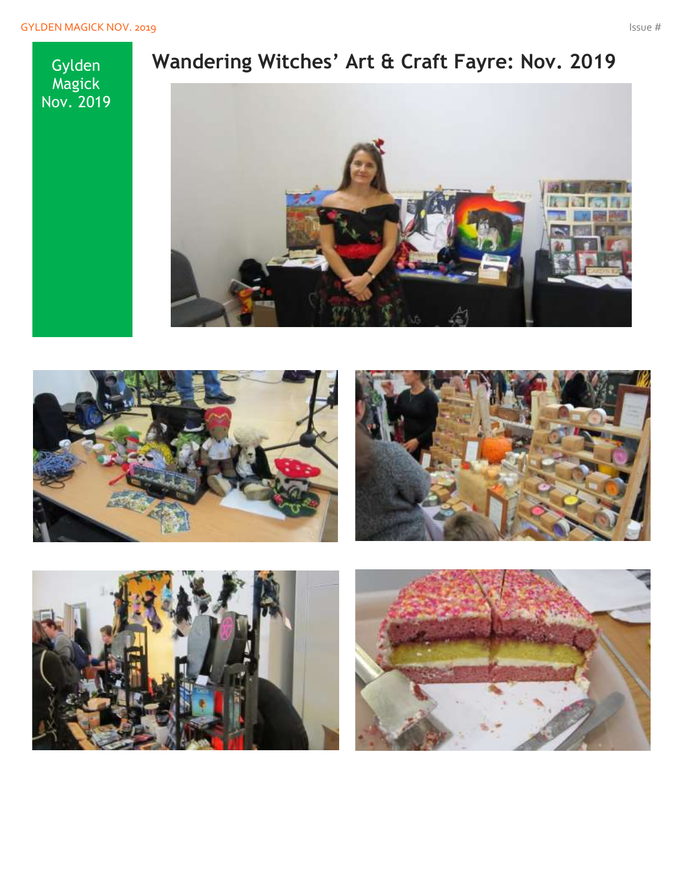Gylden Magick Nov. 2019

# Wandering Witches' Art & Craft Fayre: Nov. 2019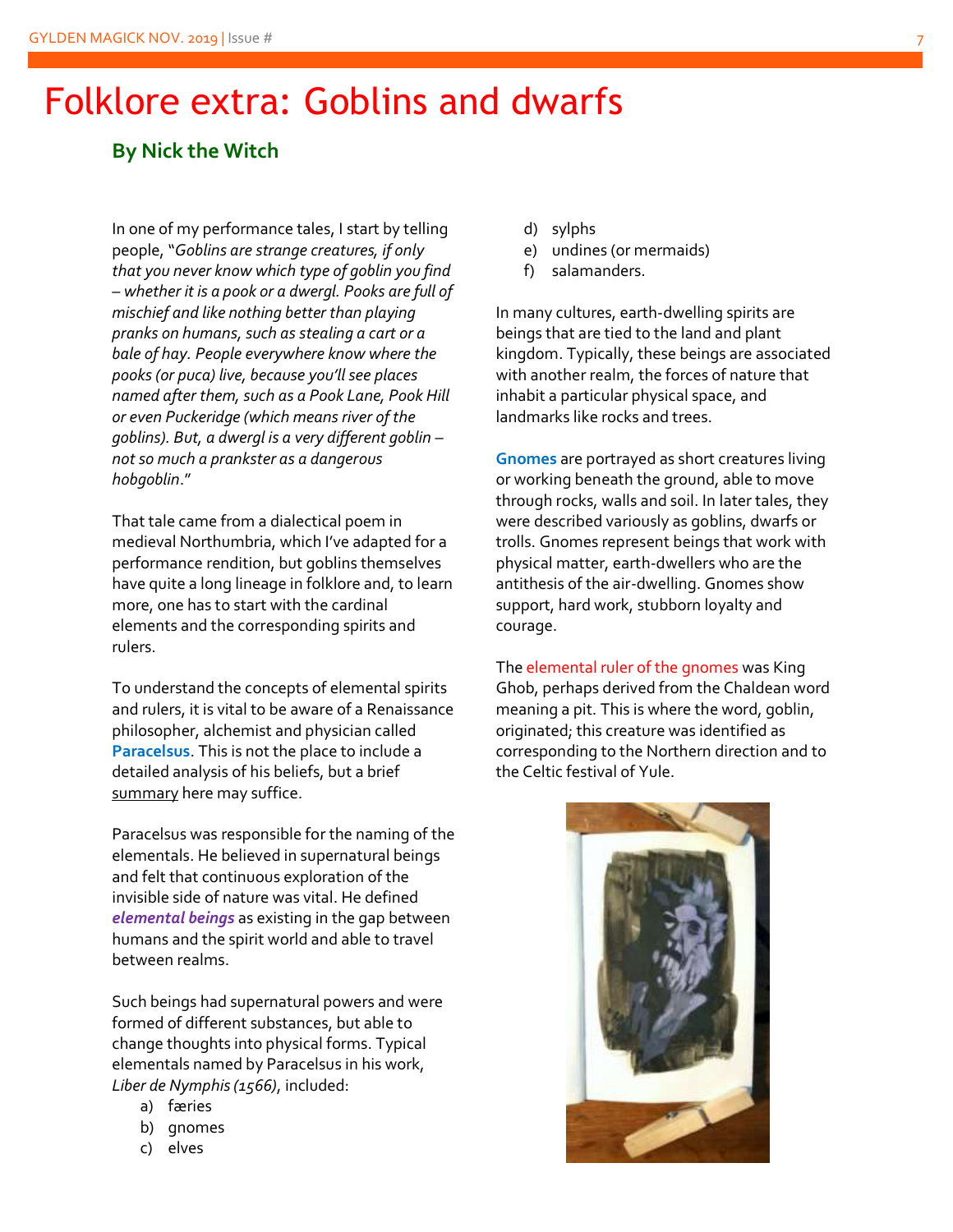# Folklore extra: Goblins and dwarfs

**By Nick the Witch**

In one of my performance tales, I start by telling people, "*Goblins are strange creatures, if only that you never know which type of goblin you find – whether it is a pook or a dwergl. Pooks are full of mischief and like nothing better than playing pranks on humans, such as stealing a cart or a bale of hay. People everywhere know where the pooks (or puca) live, because you'll see places named after them, such as a Pook Lane, Pook Hill or even Puckeridge (which means river of the goblins). But, a dwergl is a very different goblin – not so much a prankster as a dangerous hobgoblin*."

That tale came from a dialectical poem in medieval Northumbria, which I've adapted for a performance rendition, but goblins themselves have quite a long lineage in folklore and, to learn more, one has to start with the cardinal elements and the corresponding spirits and rulers.

To understand the concepts of elemental spirits and rulers, it is vital to be aware of a Renaissance philosopher, alchemist and physician called **Paracelsus**. This is not the place to include a detailed analysis of his beliefs, but a brief summary here may suffice.

Paracelsus was responsible for the naming of the elementals. He believed in supernatural beings and felt that continuous exploration of the invisible side of nature was vital. He defined ***elemental beings*** as existing in the gap between humans and the spirit world and able to travel between realms.

Such beings had supernatural powers and were formed of different substances, but able to change thoughts into physical forms. Typical elementals named by Paracelsus in his work, *Liber de Nymphis (1566)*, included:

a) færies
b) gnomes
c) elves
d) sylphs
e) undines (or mermaids)
f) salamanders.

In many cultures, earth-dwelling spirits are beings that are tied to the land and plant kingdom. Typically, these beings are associated with another realm, the forces of nature that inhabit a particular physical space, and landmarks like rocks and trees.

**Gnomes** are portrayed as short creatures living or working beneath the ground, able to move through rocks, walls and soil. In later tales, they were described variously as goblins, dwarfs or trolls. Gnomes represent beings that work with physical matter, earth-dwellers who are the antithesis of the air-dwelling. Gnomes show support, hard work, stubborn loyalty and courage.

The elemental ruler of the gnomes was King Ghob, perhaps derived from the Chaldean word meaning a pit. This is where the word, goblin, originated; this creature was identified as corresponding to the Northern direction and to the Celtic festival of Yule.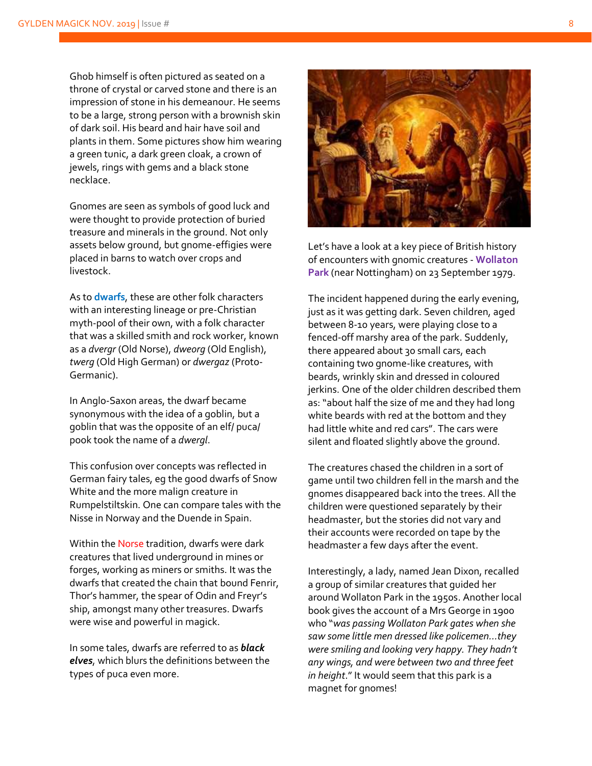Ghob himself is often pictured as seated on a throne of crystal or carved stone and there is an impression of stone in his demeanour. He seems to be a large, strong person with a brownish skin of dark soil. His beard and hair have soil and plants in them. Some pictures show him wearing a green tunic, a dark green cloak, a crown of jewels, rings with gems and a black stone necklace.

Gnomes are seen as symbols of good luck and were thought to provide protection of buried treasure and minerals in the ground. Not only assets below ground, but gnome-effigies were placed in barns to watch over crops and livestock.

As to **dwarfs**, these are other folk characters with an interesting lineage or pre-Christian myth-pool of their own, with a folk character that was a skilled smith and rock worker, known as a *dvergr* (Old Norse), *dweorg* (Old English), *twerg* (Old High German) or *dwergaz* (Proto-Germanic).

In Anglo-Saxon areas, the dwarf became synonymous with the idea of a goblin, but a goblin that was the opposite of an elf/ puca/ pook took the name of a *dwergl*.

This confusion over concepts was reflected in German fairy tales, eg the good dwarfs of Snow White and the more malign creature in Rumpelstiltskin. One can compare tales with the Nisse in Norway and the Duende in Spain.

Within the Norse tradition, dwarfs were dark creatures that lived underground in mines or forges, working as miners or smiths. It was the dwarfs that created the chain that bound Fenrir, Thor's hammer, the spear of Odin and Freyr's ship, amongst many other treasures. Dwarfs were wise and powerful in magick.

In some tales, dwarfs are referred to as ***black elves***, which blurs the definitions between the types of puca even more.

Let's have a look at a key piece of British history of encounters with gnomic creatures - **Wollaton Park** (near Nottingham) on 23 September 1979.

The incident happened during the early evening, just as it was getting dark. Seven children, aged between 8-10 years, were playing close to a fenced-off marshy area of the park. Suddenly, there appeared about 30 small cars, each containing two gnome-like creatures, with beards, wrinkly skin and dressed in coloured jerkins. One of the older children described them as: "about half the size of me and they had long white beards with red at the bottom and they had little white and red cars". The cars were silent and floated slightly above the ground.

The creatures chased the children in a sort of game until two children fell in the marsh and the gnomes disappeared back into the trees. All the children were questioned separately by their headmaster, but the stories did not vary and their accounts were recorded on tape by the headmaster a few days after the event.

Interestingly, a lady, named Jean Dixon, recalled a group of similar creatures that guided her around Wollaton Park in the 1950s. Another local book gives the account of a Mrs George in 1900 who "*was passing Wollaton Park gates when she saw some little men dressed like policemen...they were smiling and looking very happy. They hadn't any wings, and were between two and three feet in height*." It would seem that this park is a magnet for gnomes!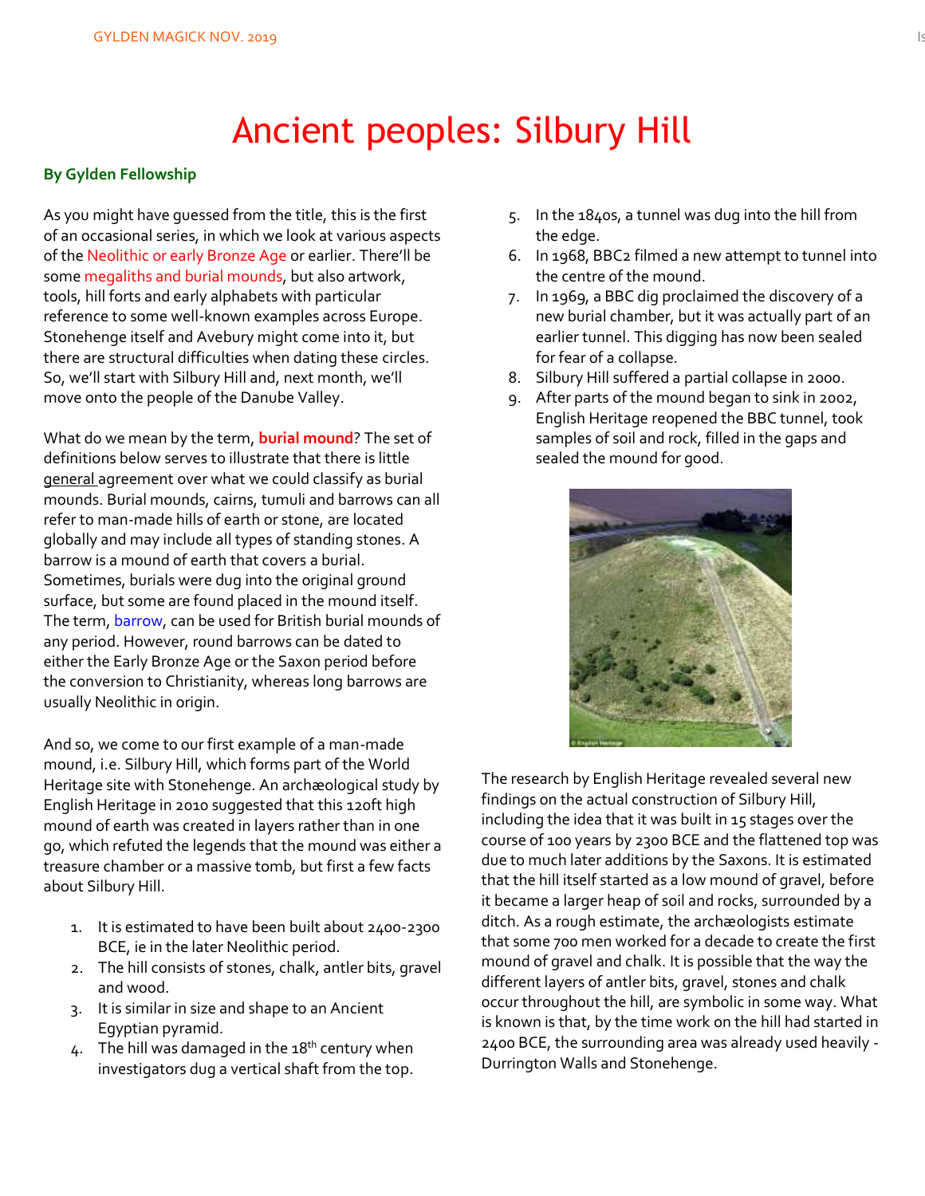# Ancient peoples: Silbury Hill

**By Gylden Fellowship**

As you might have guessed from the title, this is the first of an occasional series, in which we look at various aspects of the Neolithic or early Bronze Age or earlier. There'll be some megaliths and burial mounds, but also artwork, tools, hill forts and early alphabets with particular reference to some well-known examples across Europe. Stonehenge itself and Avebury might come into it, but there are structural difficulties when dating these circles. So, we'll start with Silbury Hill and, next month, we'll move onto the people of the Danube Valley.

What do we mean by the term, **burial mound**? The set of definitions below serves to illustrate that there is little general agreement over what we could classify as burial mounds. Burial mounds, cairns, tumuli and barrows can all refer to man-made hills of earth or stone, are located globally and may include all types of standing stones. A barrow is a mound of earth that covers a burial. Sometimes, burials were dug into the original ground surface, but some are found placed in the mound itself. The term, barrow, can be used for British burial mounds of any period. However, round barrows can be dated to either the Early Bronze Age or the Saxon period before the conversion to Christianity, whereas long barrows are usually Neolithic in origin.

And so, we come to our first example of a man-made mound, i.e. Silbury Hill, which forms part of the World Heritage site with Stonehenge. An archæological study by English Heritage in 2010 suggested that this 120ft high mound of earth was created in layers rather than in one go, which refuted the legends that the mound was either a treasure chamber or a massive tomb, but first a few facts about Silbury Hill.

1. It is estimated to have been built about 2400-2300 BCE, ie in the later Neolithic period.
2. The hill consists of stones, chalk, antler bits, gravel and wood.
3. It is similar in size and shape to an Ancient Egyptian pyramid.
4. The hill was damaged in the 18th century when investigators dug a vertical shaft from the top.
5. In the 1840s, a tunnel was dug into the hill from the edge.
6. In 1968, BBC2 filmed a new attempt to tunnel into the centre of the mound.
7. In 1969, a BBC dig proclaimed the discovery of a new burial chamber, but it was actually part of an earlier tunnel. This digging has now been sealed for fear of a collapse.
8. Silbury Hill suffered a partial collapse in 2000.
9. After parts of the mound began to sink in 2002, English Heritage reopened the BBC tunnel, took samples of soil and rock, filled in the gaps and sealed the mound for good.

The research by English Heritage revealed several new findings on the actual construction of Silbury Hill, including the idea that it was built in 15 stages over the course of 100 years by 2300 BCE and the flattened top was due to much later additions by the Saxons. It is estimated that the hill itself started as a low mound of gravel, before it became a larger heap of soil and rocks, surrounded by a ditch. As a rough estimate, the archæologists estimate that some 700 men worked for a decade to create the first mound of gravel and chalk. It is possible that the way the different layers of antler bits, gravel, stones and chalk occur throughout the hill, are symbolic in some way. What is known is that, by the time work on the hill had started in 2400 BCE, the surrounding area was already used heavily - Durrington Walls and Stonehenge.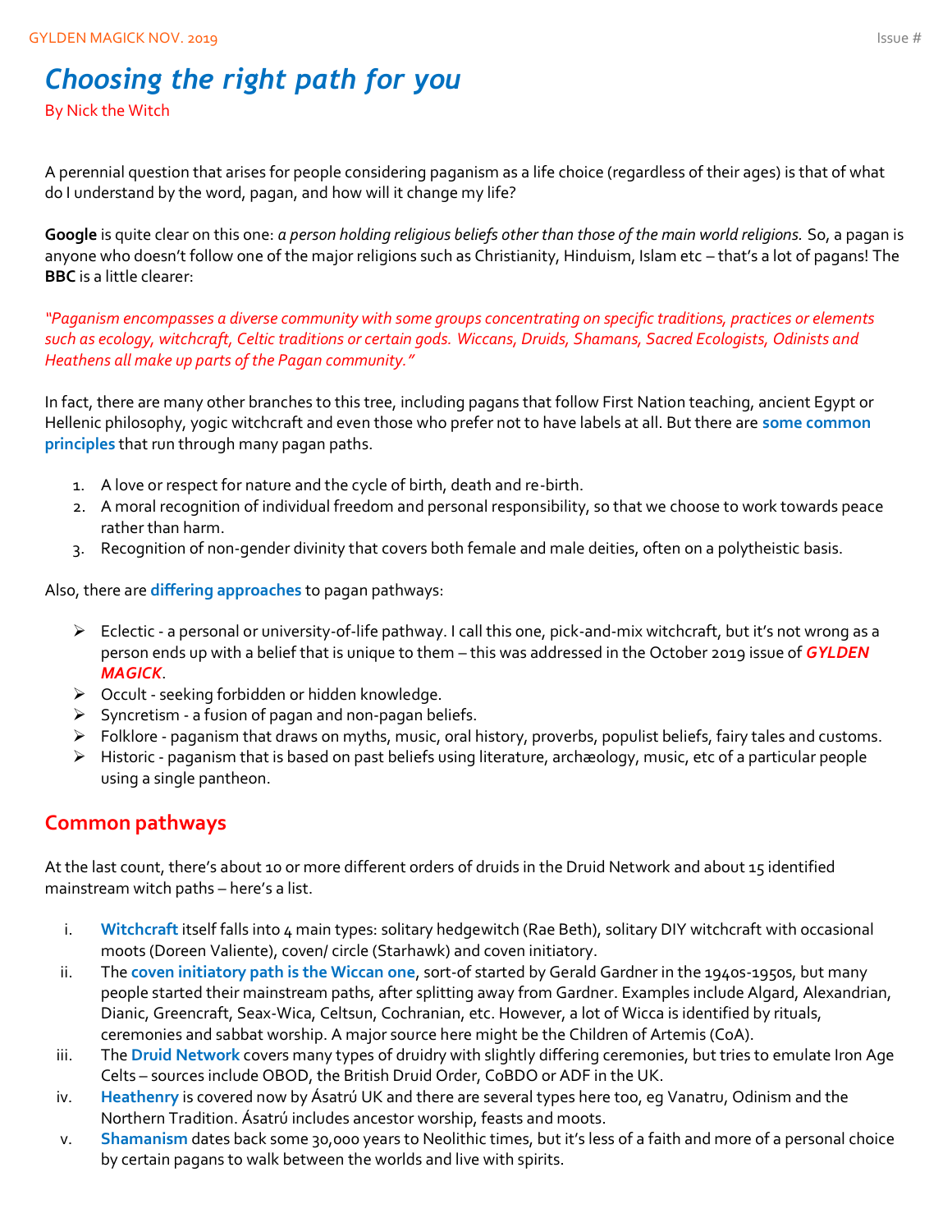# *Choosing the right path for you*

By Nick the Witch

A perennial question that arises for people considering paganism as a life choice (regardless of their ages) is that of what do I understand by the word, pagan, and how will it change my life?

**Google** is quite clear on this one: *a person holding religious beliefs other than those of the main world religions.* So, a pagan is anyone who doesn't follow one of the major religions such as Christianity, Hinduism, Islam etc – that's a lot of pagans! The **BBC** is a little clearer:

*"Paganism encompasses a diverse community with some groups concentrating on specific traditions, practices or elements such as ecology, witchcraft, Celtic traditions or certain gods. Wiccans, Druids, Shamans, Sacred Ecologists, Odinists and Heathens all make up parts of the Pagan community."*

In fact, there are many other branches to this tree, including pagans that follow First Nation teaching, ancient Egypt or Hellenic philosophy, yogic witchcraft and even those who prefer not to have labels at all. But there are **some common principles** that run through many pagan paths.

1. A love or respect for nature and the cycle of birth, death and re-birth.
2. A moral recognition of individual freedom and personal responsibility, so that we choose to work towards peace rather than harm.
3. Recognition of non-gender divinity that covers both female and male deities, often on a polytheistic basis.

Also, there are **differing approaches** to pagan pathways:

- Eclectic - a personal or university-of-life pathway. I call this one, pick-and-mix witchcraft, but it's not wrong as a person ends up with a belief that is unique to them – this was addressed in the October 2019 issue of ***GYLDEN MAGICK***.
- Occult - seeking forbidden or hidden knowledge.
- Syncretism - a fusion of pagan and non-pagan beliefs.
- Folklore - paganism that draws on myths, music, oral history, proverbs, populist beliefs, fairy tales and customs.
- Historic - paganism that is based on past beliefs using literature, archæology, music, etc of a particular people using a single pantheon.

## Common pathways

At the last count, there's about 10 or more different orders of druids in the Druid Network and about 15 identified mainstream witch paths – here's a list.

i. **Witchcraft** itself falls into 4 main types: solitary hedgewitch (Rae Beth), solitary DIY witchcraft with occasional moots (Doreen Valiente), coven/ circle (Starhawk) and coven initiatory.

ii. The **coven initiatory path is the Wiccan one**, sort-of started by Gerald Gardner in the 1940s-1950s, but many people started their mainstream paths, after splitting away from Gardner. Examples include Algard, Alexandrian, Dianic, Greencraft, Seax-Wica, Celtsun, Cochranian, etc. However, a lot of Wicca is identified by rituals, ceremonies and sabbat worship. A major source here might be the Children of Artemis (CoA).

iii. The **Druid Network** covers many types of druidry with slightly differing ceremonies, but tries to emulate Iron Age Celts – sources include OBOD, the British Druid Order, CoBDO or ADF in the UK.

iv. **Heathenry** is covered now by Ásatrú UK and there are several types here too, eg Vanatru, Odinism and the Northern Tradition. Ásatrú includes ancestor worship, feasts and moots.

v. **Shamanism** dates back some 30,000 years to Neolithic times, but it's less of a faith and more of a personal choice by certain pagans to walk between the worlds and live with spirits.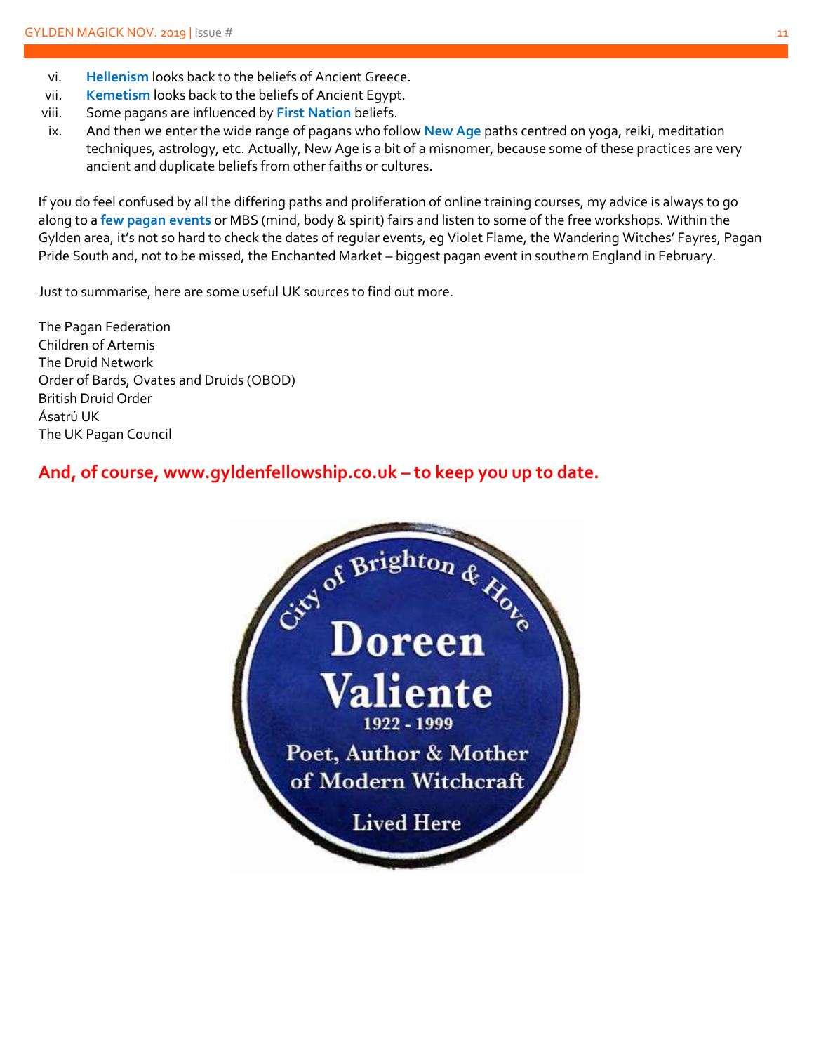vi. **Hellenism** looks back to the beliefs of Ancient Greece.
vii. **Kemetism** looks back to the beliefs of Ancient Egypt.
viii. Some pagans are influenced by **First Nation** beliefs.
ix. And then we enter the wide range of pagans who follow **New Age** paths centred on yoga, reiki, meditation techniques, astrology, etc. Actually, New Age is a bit of a misnomer, because some of these practices are very ancient and duplicate beliefs from other faiths or cultures.

If you do feel confused by all the differing paths and proliferation of online training courses, my advice is always to go along to a **few pagan events** or MBS (mind, body & spirit) fairs and listen to some of the free workshops. Within the Gylden area, it's not so hard to check the dates of regular events, eg Violet Flame, the Wandering Witches' Fayres, Pagan Pride South and, not to be missed, the Enchanted Market – biggest pagan event in southern England in February.

Just to summarise, here are some useful UK sources to find out more.

The Pagan Federation
Children of Artemis
The Druid Network
Order of Bards, Ovates and Druids (OBOD)
British Druid Order
Ásatrú UK
The UK Pagan Council

**And, of course, www.gyldenfellowship.co.uk – to keep you up to date.**

City of Brighton & Hove
Doreen Valiente
1922 - 1999
Poet, Author & Mother of Modern Witchcraft
Lived Here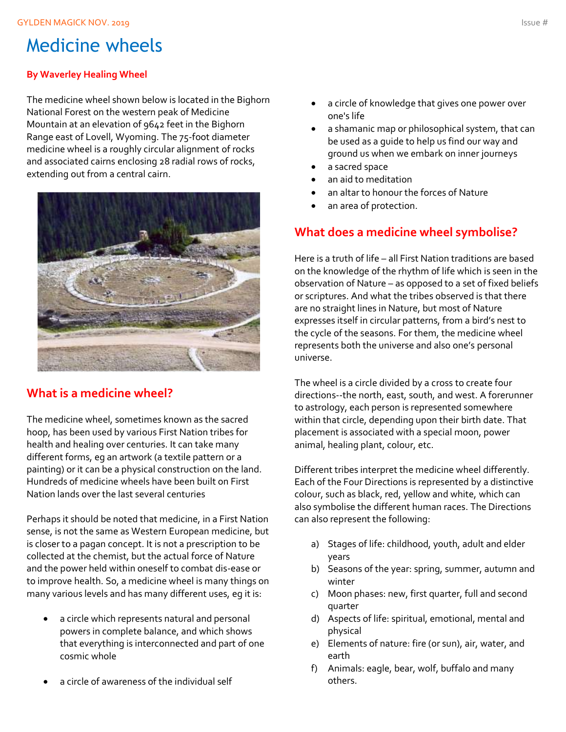# Medicine wheels

**By Waverley Healing Wheel**

The medicine wheel shown below is located in the Bighorn National Forest on the western peak of Medicine Mountain at an elevation of 9642 feet in the Bighorn Range east of Lovell, Wyoming. The 75-foot diameter medicine wheel is a roughly circular alignment of rocks and associated cairns enclosing 28 radial rows of rocks, extending out from a central cairn.

## What is a medicine wheel?

The medicine wheel, sometimes known as the sacred hoop, has been used by various First Nation tribes for health and healing over centuries. It can take many different forms, eg an artwork (a textile pattern or a painting) or it can be a physical construction on the land. Hundreds of medicine wheels have been built on First Nation lands over the last several centuries

Perhaps it should be noted that medicine, in a First Nation sense, is not the same as Western European medicine, but is closer to a pagan concept. It is not a prescription to be collected at the chemist, but the actual force of Nature and the power held within oneself to combat dis-ease or to improve health. So, a medicine wheel is many things on many various levels and has many different uses, eg it is:

- a circle which represents natural and personal powers in complete balance, and which shows that everything is interconnected and part of one cosmic whole
- a circle of awareness of the individual self
- a circle of knowledge that gives one power over one's life
- a shamanic map or philosophical system, that can be used as a guide to help us find our way and ground us when we embark on inner journeys
- a sacred space
- an aid to meditation
- an altar to honour the forces of Nature
- an area of protection.

## What does a medicine wheel symbolise?

Here is a truth of life – all First Nation traditions are based on the knowledge of the rhythm of life which is seen in the observation of Nature – as opposed to a set of fixed beliefs or scriptures. And what the tribes observed is that there are no straight lines in Nature, but most of Nature expresses itself in circular patterns, from a bird's nest to the cycle of the seasons. For them, the medicine wheel represents both the universe and also one's personal universe.

The wheel is a circle divided by a cross to create four directions--the north, east, south, and west. A forerunner to astrology, each person is represented somewhere within that circle, depending upon their birth date. That placement is associated with a special moon, power animal, healing plant, colour, etc.

Different tribes interpret the medicine wheel differently. Each of the Four Directions is represented by a distinctive colour, such as black, red, yellow and white, which can also symbolise the different human races. The Directions can also represent the following:

a) Stages of life: childhood, youth, adult and elder years
b) Seasons of the year: spring, summer, autumn and winter
c) Moon phases: new, first quarter, full and second quarter
d) Aspects of life: spiritual, emotional, mental and physical
e) Elements of nature: fire (or sun), air, water, and earth
f) Animals: eagle, bear, wolf, buffalo and many others.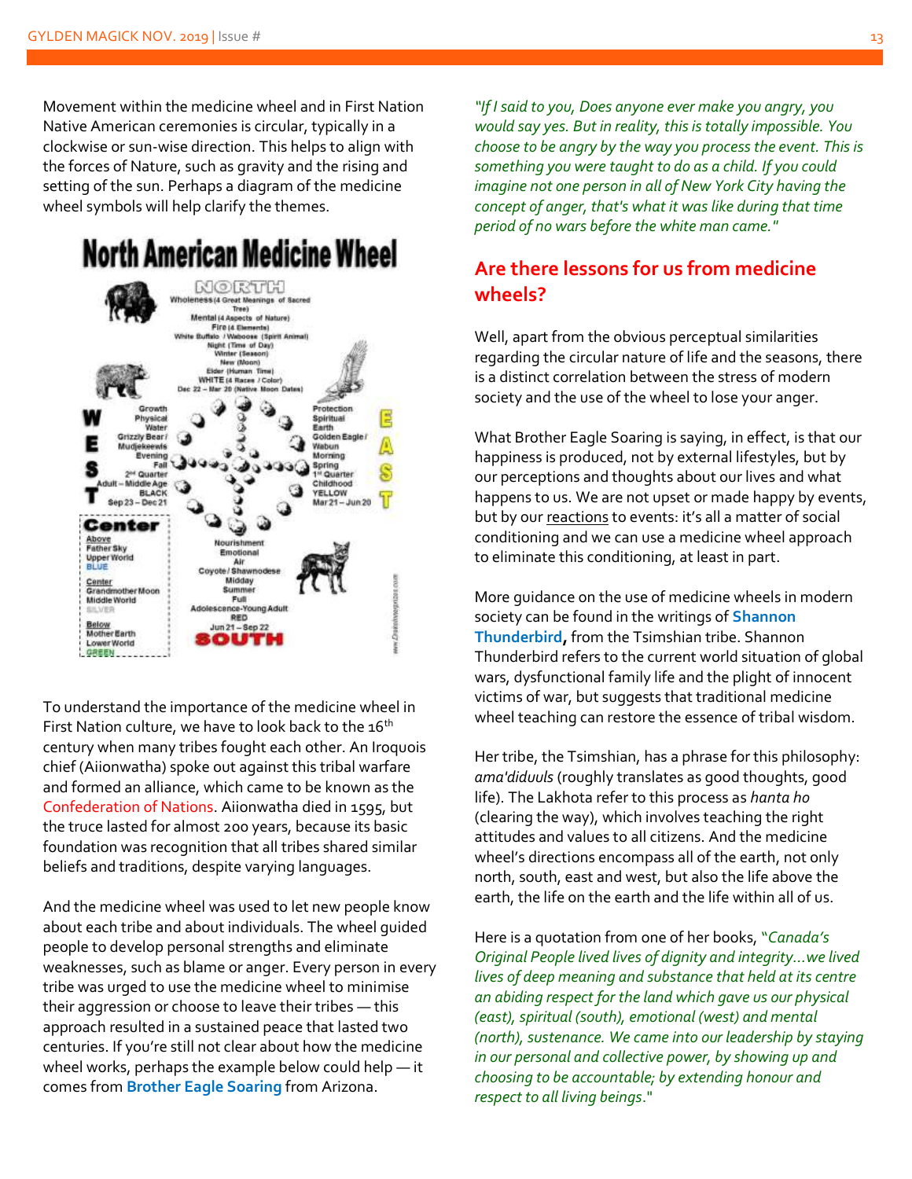Movement within the medicine wheel and in First Nation Native American ceremonies is circular, typically in a clockwise or sun-wise direction. This helps to align with the forces of Nature, such as gravity and the rising and setting of the sun. Perhaps a diagram of the medicine wheel symbols will help clarify the themes.

**North American Medicine Wheel**

**NORTH**: Wholeness (4 Great Meanings of Sacred Tree), Mental (4 Aspects of Nature), Fire (4 Elements), White Buffalo / Waboose (Spirit Animal), Night (Time of Day), Winter (Season), New (Moon), Elder (Human Time), WHITE (4 Races / Color), Dec 22 – Mar 20 (Native Moon Dates)

**WEST**: Growth, Physical, Water, Grizzly Bear / Mudjekeewis, Evening, Fall, 2nd Quarter, Adult – Middle Age, BLACK, Sep 23 – Dec 21

**EAST**: Protection, Spiritual, Earth, Golden Eagle / Wabun, Morning, Spring, 1st Quarter, Childhood, YELLOW, Mar 21 – Jun 20

**SOUTH**: Nourishment, Emotional, Air, Coyote / Shawnodese, Midday, Summer, Full, Adolescence-Young Adult, RED, Jun 21 – Sep 22

**Center**: Above – Father Sky, Upper World, BLUE; Center – Grandmother Moon, Middle World, SILVER; Below – Mother Earth, Lower World, GREEN

To understand the importance of the medicine wheel in First Nation culture, we have to look back to the 16th century when many tribes fought each other. An Iroquois chief (Aiionwatha) spoke out against this tribal warfare and formed an alliance, which came to be known as the Confederation of Nations. Aiionwatha died in 1595, but the truce lasted for almost 200 years, because its basic foundation was recognition that all tribes shared similar beliefs and traditions, despite varying languages.

And the medicine wheel was used to let new people know about each tribe and about individuals. The wheel guided people to develop personal strengths and eliminate weaknesses, such as blame or anger. Every person in every tribe was urged to use the medicine wheel to minimise their aggression or choose to leave their tribes — this approach resulted in a sustained peace that lasted two centuries. If you're still not clear about how the medicine wheel works, perhaps the example below could help — it comes from **Brother Eagle Soaring** from Arizona.

*"If I said to you, Does anyone ever make you angry, you would say yes. But in reality, this is totally impossible. You choose to be angry by the way you process the event. This is something you were taught to do as a child. If you could imagine not one person in all of New York City having the concept of anger, that's what it was like during that time period of no wars before the white man came."*

## Are there lessons for us from medicine wheels?

Well, apart from the obvious perceptual similarities regarding the circular nature of life and the seasons, there is a distinct correlation between the stress of modern society and the use of the wheel to lose your anger.

What Brother Eagle Soaring is saying, in effect, is that our happiness is produced, not by external lifestyles, but by our perceptions and thoughts about our lives and what happens to us. We are not upset or made happy by events, but by our reactions to events: it's all a matter of social conditioning and we can use a medicine wheel approach to eliminate this conditioning, at least in part.

More guidance on the use of medicine wheels in modern society can be found in the writings of **Shannon Thunderbird**, from the Tsimshian tribe. Shannon Thunderbird refers to the current world situation of global wars, dysfunctional family life and the plight of innocent victims of war, but suggests that traditional medicine wheel teaching can restore the essence of tribal wisdom.

Her tribe, the Tsimshian, has a phrase for this philosophy: *ama'diduuls* (roughly translates as good thoughts, good life). The Lakhota refer to this process as *hanta ho* (clearing the way), which involves teaching the right attitudes and values to all citizens. And the medicine wheel's directions encompass all of the earth, not only north, south, east and west, but also the life above the earth, the life on the earth and the life within all of us.

Here is a quotation from one of her books, "*Canada's Original People lived lives of dignity and integrity…we lived lives of deep meaning and substance that held at its centre an abiding respect for the land which gave us our physical (east), spiritual (south), emotional (west) and mental (north), sustenance. We came into our leadership by staying in our personal and collective power, by showing up and choosing to be accountable; by extending honour and respect to all living beings*."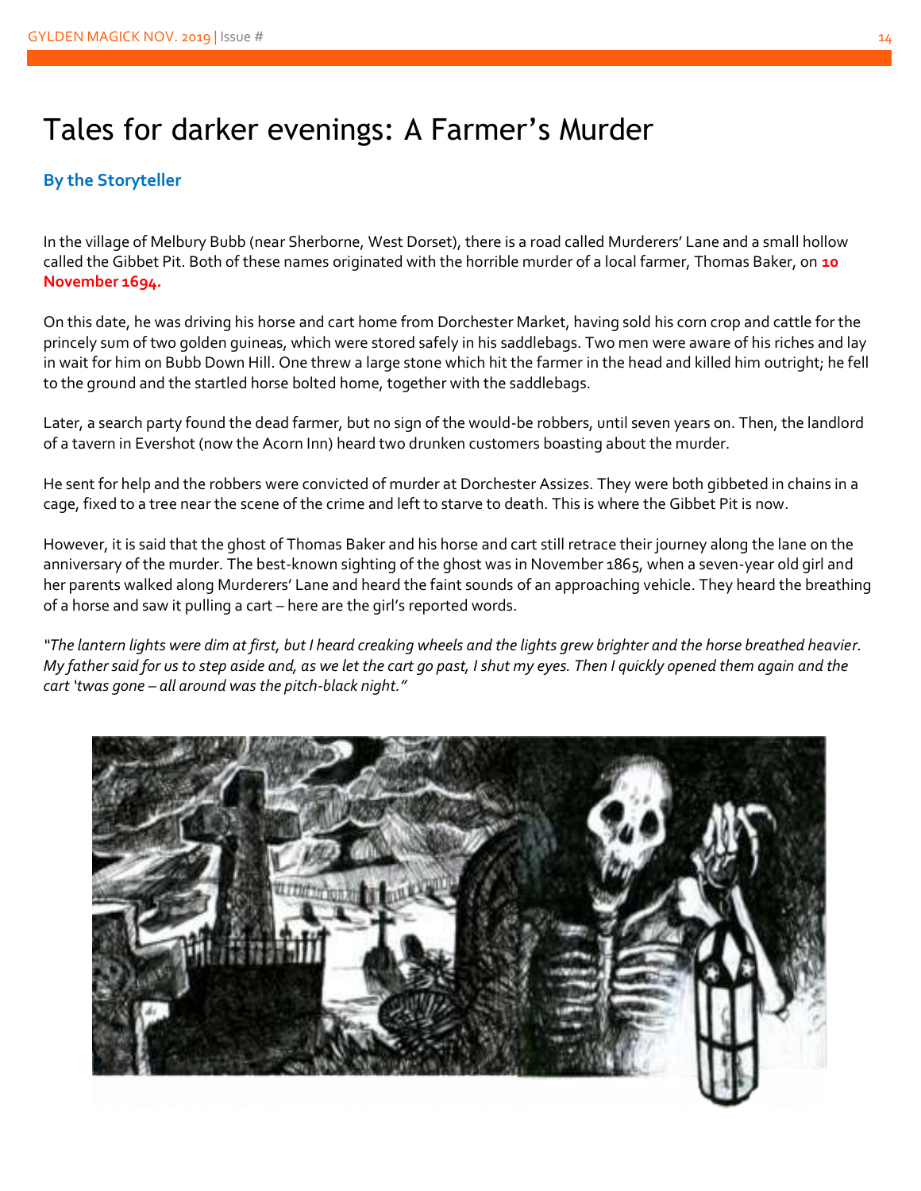# Tales for darker evenings: A Farmer's Murder

**By the Storyteller**

In the village of Melbury Bubb (near Sherborne, West Dorset), there is a road called Murderers' Lane and a small hollow called the Gibbet Pit. Both of these names originated with the horrible murder of a local farmer, Thomas Baker, on **10 November 1694.**

On this date, he was driving his horse and cart home from Dorchester Market, having sold his corn crop and cattle for the princely sum of two golden guineas, which were stored safely in his saddlebags. Two men were aware of his riches and lay in wait for him on Bubb Down Hill. One threw a large stone which hit the farmer in the head and killed him outright; he fell to the ground and the startled horse bolted home, together with the saddlebags.

Later, a search party found the dead farmer, but no sign of the would-be robbers, until seven years on. Then, the landlord of a tavern in Evershot (now the Acorn Inn) heard two drunken customers boasting about the murder.

He sent for help and the robbers were convicted of murder at Dorchester Assizes. They were both gibbeted in chains in a cage, fixed to a tree near the scene of the crime and left to starve to death. This is where the Gibbet Pit is now.

However, it is said that the ghost of Thomas Baker and his horse and cart still retrace their journey along the lane on the anniversary of the murder. The best-known sighting of the ghost was in November 1865, when a seven-year old girl and her parents walked along Murderers' Lane and heard the faint sounds of an approaching vehicle. They heard the breathing of a horse and saw it pulling a cart – here are the girl's reported words.

*"The lantern lights were dim at first, but I heard creaking wheels and the lights grew brighter and the horse breathed heavier. My father said for us to step aside and, as we let the cart go past, I shut my eyes. Then I quickly opened them again and the cart 'twas gone – all around was the pitch-black night."*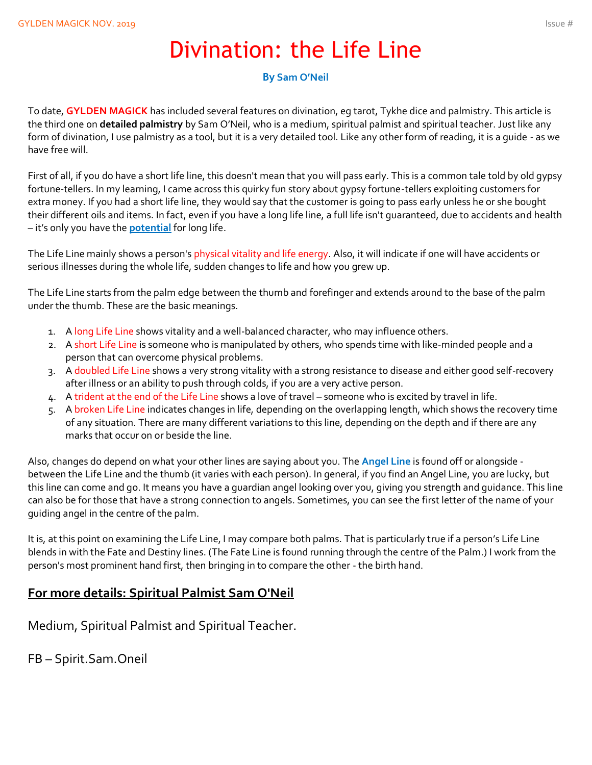# Divination: the Life Line

**By Sam O'Neil**

To date, **GYLDEN MAGICK** has included several features on divination, eg tarot, Tykhe dice and palmistry. This article is the third one on **detailed palmistry** by Sam O'Neil, who is a medium, spiritual palmist and spiritual teacher. Just like any form of divination, I use palmistry as a tool, but it is a very detailed tool. Like any other form of reading, it is a guide - as we have free will.

First of all, if you do have a short life line, this doesn't mean that you will pass early. This is a common tale told by old gypsy fortune-tellers. In my learning, I came across this quirky fun story about gypsy fortune-tellers exploiting customers for extra money. If you had a short life line, they would say that the customer is going to pass early unless he or she bought their different oils and items. In fact, even if you have a long life line, a full life isn't guaranteed, due to accidents and health – it's only you have the **potential** for long life.

The Life Line mainly shows a person's physical vitality and life energy. Also, it will indicate if one will have accidents or serious illnesses during the whole life, sudden changes to life and how you grew up.

The Life Line starts from the palm edge between the thumb and forefinger and extends around to the base of the palm under the thumb. These are the basic meanings.

1. A long Life Line shows vitality and a well-balanced character, who may influence others.
2. A short Life Line is someone who is manipulated by others, who spends time with like-minded people and a person that can overcome physical problems.
3. A doubled Life Line shows a very strong vitality with a strong resistance to disease and either good self-recovery after illness or an ability to push through colds, if you are a very active person.
4. A trident at the end of the Life Line shows a love of travel – someone who is excited by travel in life.
5. A broken Life Line indicates changes in life, depending on the overlapping length, which shows the recovery time of any situation. There are many different variations to this line, depending on the depth and if there are any marks that occur on or beside the line.

Also, changes do depend on what your other lines are saying about you. The **Angel Line** is found off or alongside - between the Life Line and the thumb (it varies with each person). In general, if you find an Angel Line, you are lucky, but this line can come and go. It means you have a guardian angel looking over you, giving you strength and guidance. This line can also be for those that have a strong connection to angels. Sometimes, you can see the first letter of the name of your guiding angel in the centre of the palm.

It is, at this point on examining the Life Line, I may compare both palms. That is particularly true if a person's Life Line blends in with the Fate and Destiny lines. (The Fate Line is found running through the centre of the Palm.) I work from the person's most prominent hand first, then bringing in to compare the other - the birth hand.

## For more details: Spiritual Palmist Sam O'Neil

Medium, Spiritual Palmist and Spiritual Teacher.

FB – Spirit.Sam.Oneil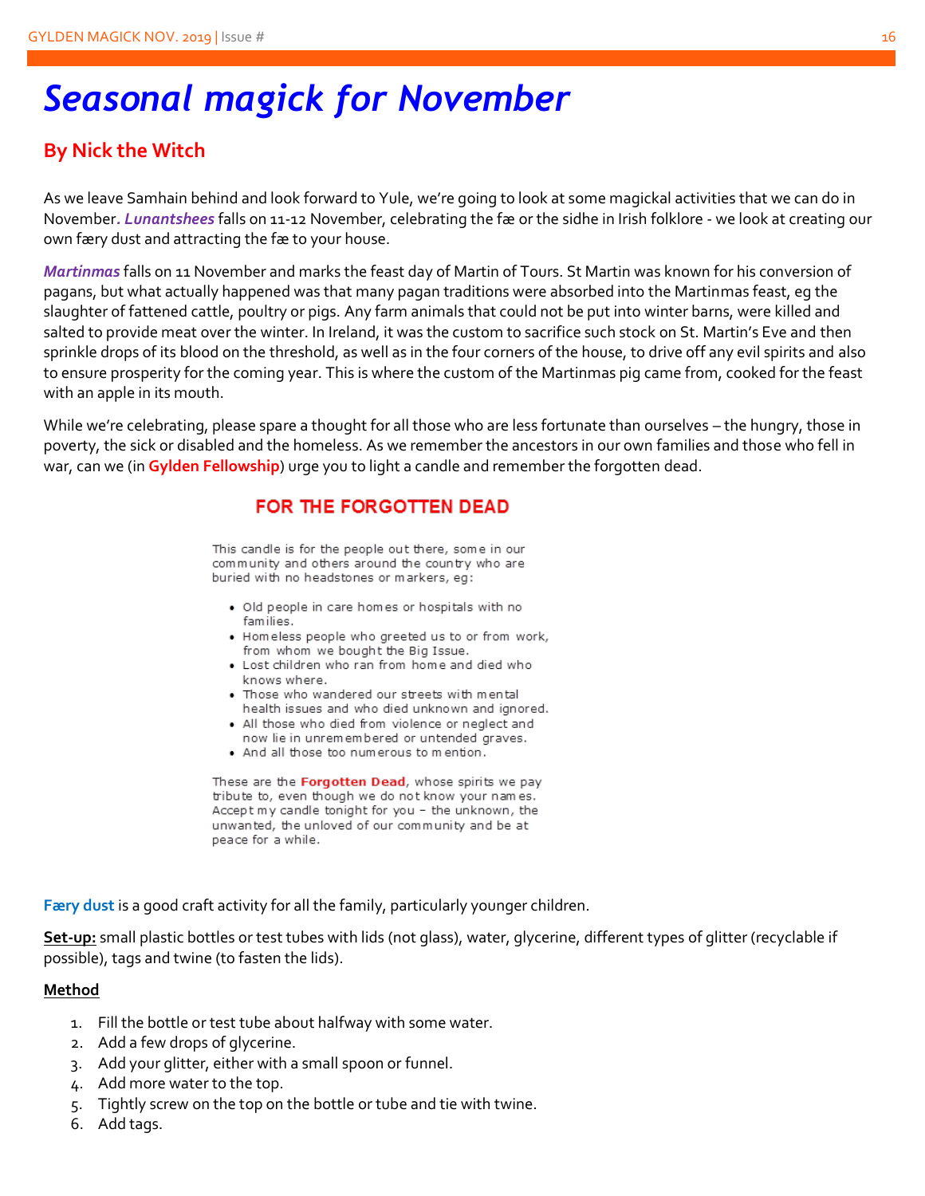# *Seasonal magick for November*

## By Nick the Witch

As we leave Samhain behind and look forward to Yule, we're going to look at some magickal activities that we can do in November. ***Lunantshees*** falls on 11-12 November, celebrating the fæ or the sidhe in Irish folklore - we look at creating our own færy dust and attracting the fæ to your house.

***Martinmas*** falls on 11 November and marks the feast day of Martin of Tours. St Martin was known for his conversion of pagans, but what actually happened was that many pagan traditions were absorbed into the Martinmas feast, eg the slaughter of fattened cattle, poultry or pigs. Any farm animals that could not be put into winter barns, were killed and salted to provide meat over the winter. In Ireland, it was the custom to sacrifice such stock on St. Martin's Eve and then sprinkle drops of its blood on the threshold, as well as in the four corners of the house, to drive off any evil spirits and also to ensure prosperity for the coming year. This is where the custom of the Martinmas pig came from, cooked for the feast with an apple in its mouth.

While we're celebrating, please spare a thought for all those who are less fortunate than ourselves – the hungry, those in poverty, the sick or disabled and the homeless. As we remember the ancestors in our own families and those who fell in war, can we (in **Gylden Fellowship**) urge you to light a candle and remember the forgotten dead.

### FOR THE FORGOTTEN DEAD

This candle is for the people out there, some in our community and others around the country who are buried with no headstones or markers, eg:

- Old people in care homes or hospitals with no families.
- Homeless people who greeted us to or from work, from whom we bought the Big Issue.
- Lost children who ran from home and died who knows where.
- Those who wandered our streets with mental health issues and who died unknown and ignored.
- All those who died from violence or neglect and now lie in unremembered or untended graves.
- And all those too numerous to mention.

These are the **Forgotten Dead**, whose spirits we pay tribute to, even though we do not know your names. Accept my candle tonight for you – the unknown, the unwanted, the unloved of our community and be at peace for a while.

**Færy dust** is a good craft activity for all the family, particularly younger children.

**Set-up:** small plastic bottles or test tubes with lids (not glass), water, glycerine, different types of glitter (recyclable if possible), tags and twine (to fasten the lids).

**Method**

1. Fill the bottle or test tube about halfway with some water.
2. Add a few drops of glycerine.
3. Add your glitter, either with a small spoon or funnel.
4. Add more water to the top.
5. Tightly screw on the top on the bottle or tube and tie with twine.
6. Add tags.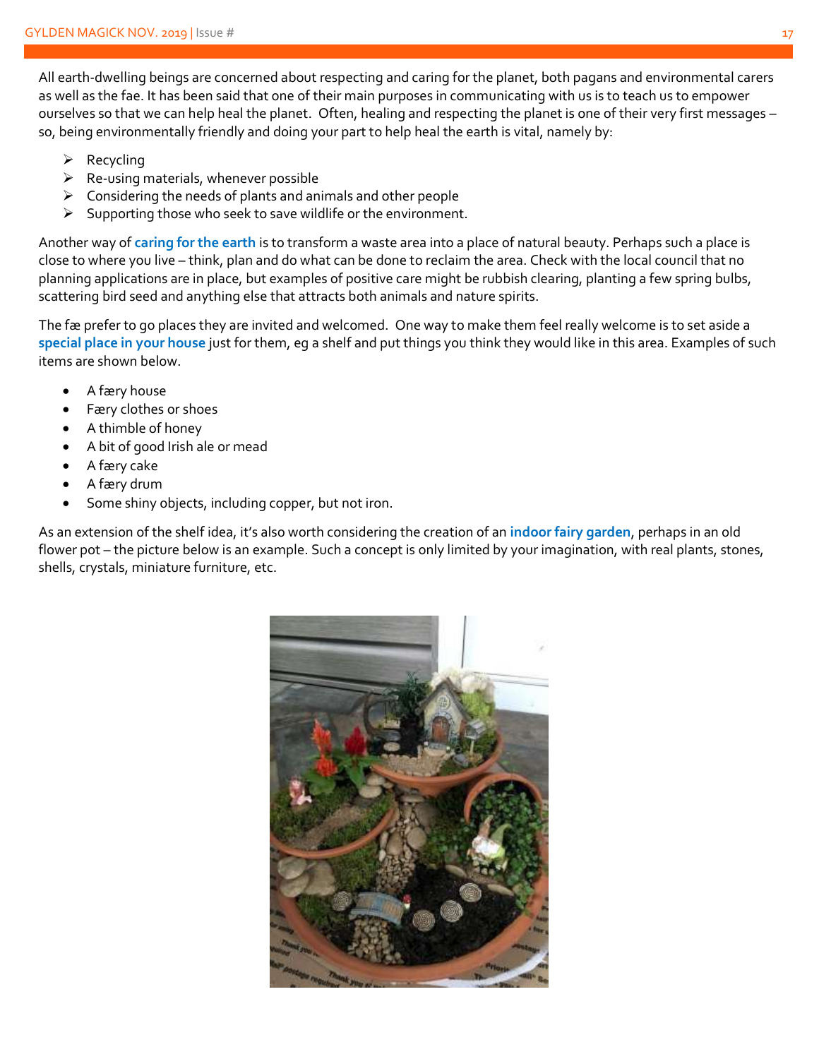All earth-dwelling beings are concerned about respecting and caring for the planet, both pagans and environmental carers as well as the fae. It has been said that one of their main purposes in communicating with us is to teach us to empower ourselves so that we can help heal the planet. Often, healing and respecting the planet is one of their very first messages – so, being environmentally friendly and doing your part to help heal the earth is vital, namely by:

- Recycling
- Re-using materials, whenever possible
- Considering the needs of plants and animals and other people
- Supporting those who seek to save wildlife or the environment.

Another way of **caring for the earth** is to transform a waste area into a place of natural beauty. Perhaps such a place is close to where you live – think, plan and do what can be done to reclaim the area. Check with the local council that no planning applications are in place, but examples of positive care might be rubbish clearing, planting a few spring bulbs, scattering bird seed and anything else that attracts both animals and nature spirits.

The fæ prefer to go places they are invited and welcomed. One way to make them feel really welcome is to set aside a **special place in your house** just for them, eg a shelf and put things you think they would like in this area. Examples of such items are shown below.

- A færy house
- Færy clothes or shoes
- A thimble of honey
- A bit of good Irish ale or mead
- A færy cake
- A færy drum
- Some shiny objects, including copper, but not iron.

As an extension of the shelf idea, it's also worth considering the creation of an **indoor fairy garden**, perhaps in an old flower pot – the picture below is an example. Such a concept is only limited by your imagination, with real plants, stones, shells, crystals, miniature furniture, etc.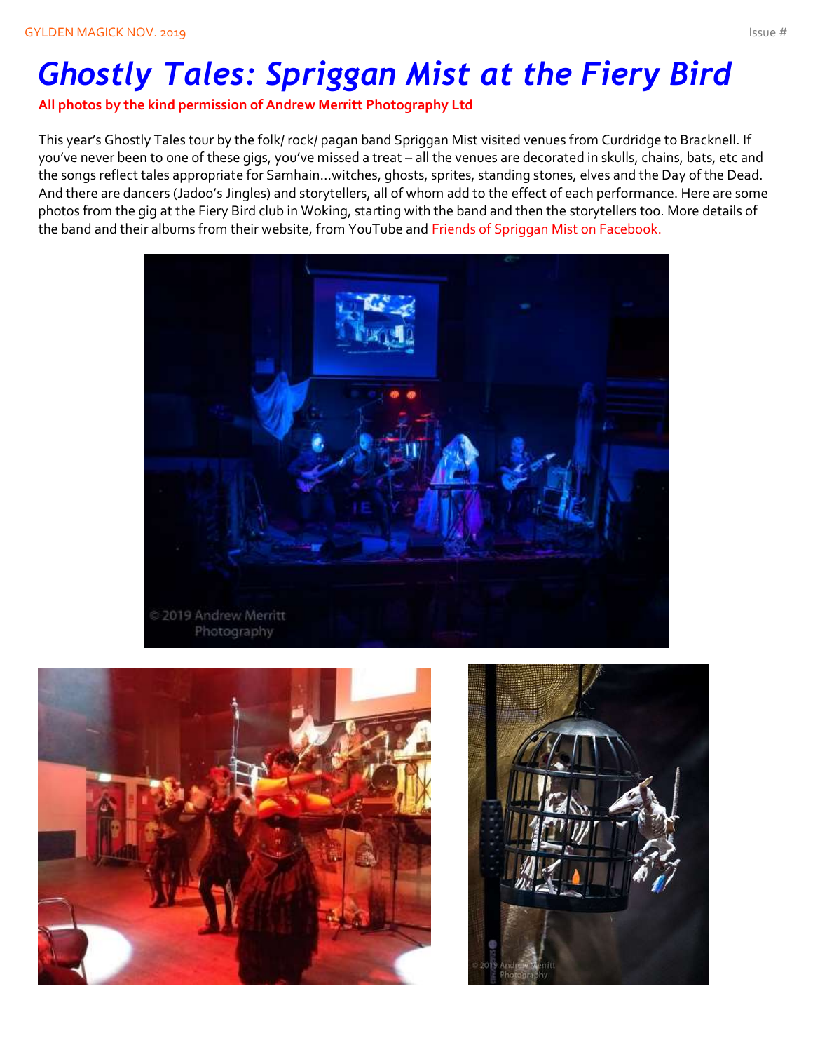# *Ghostly Tales: Spriggan Mist at the Fiery Bird*

**All photos by the kind permission of Andrew Merritt Photography Ltd**

This year's Ghostly Tales tour by the folk/ rock/ pagan band Spriggan Mist visited venues from Curdridge to Bracknell. If you've never been to one of these gigs, you've missed a treat – all the venues are decorated in skulls, chains, bats, etc and the songs reflect tales appropriate for Samhain…witches, ghosts, sprites, standing stones, elves and the Day of the Dead. And there are dancers (Jadoo's Jingles) and storytellers, all of whom add to the effect of each performance. Here are some photos from the gig at the Fiery Bird club in Woking, starting with the band and then the storytellers too. More details of the band and their albums from their website, from YouTube and Friends of Spriggan Mist on Facebook.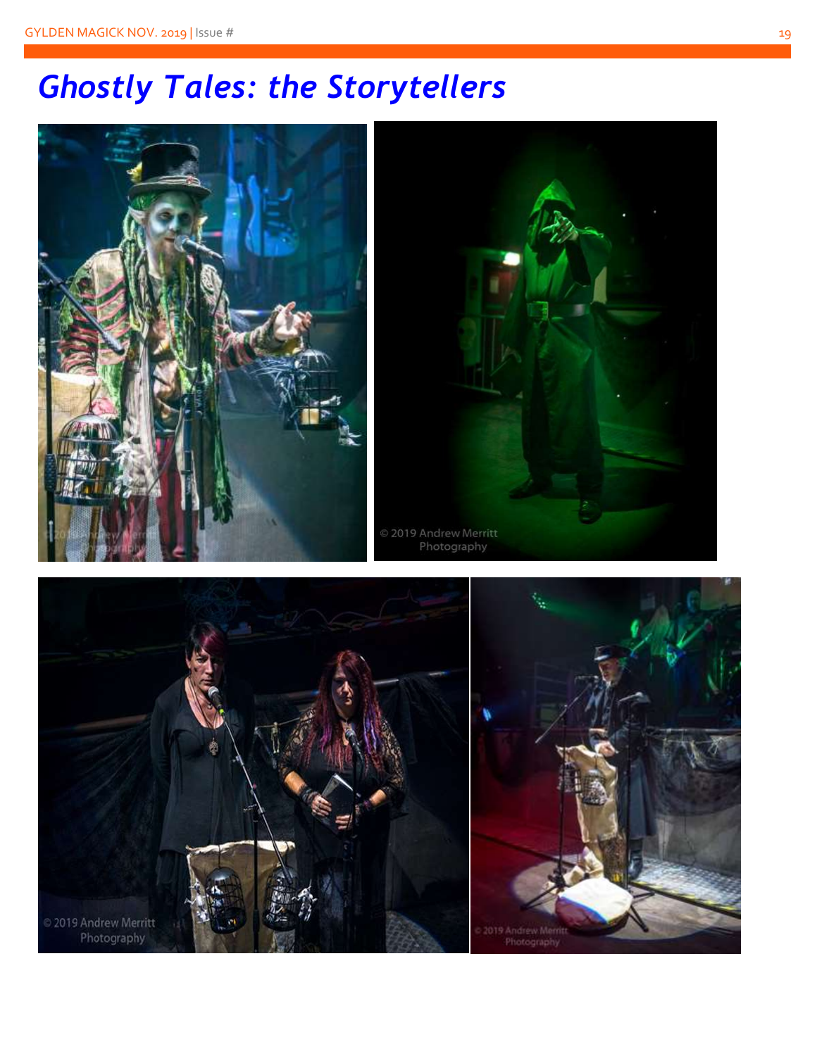# Ghostly Tales: the Storytellers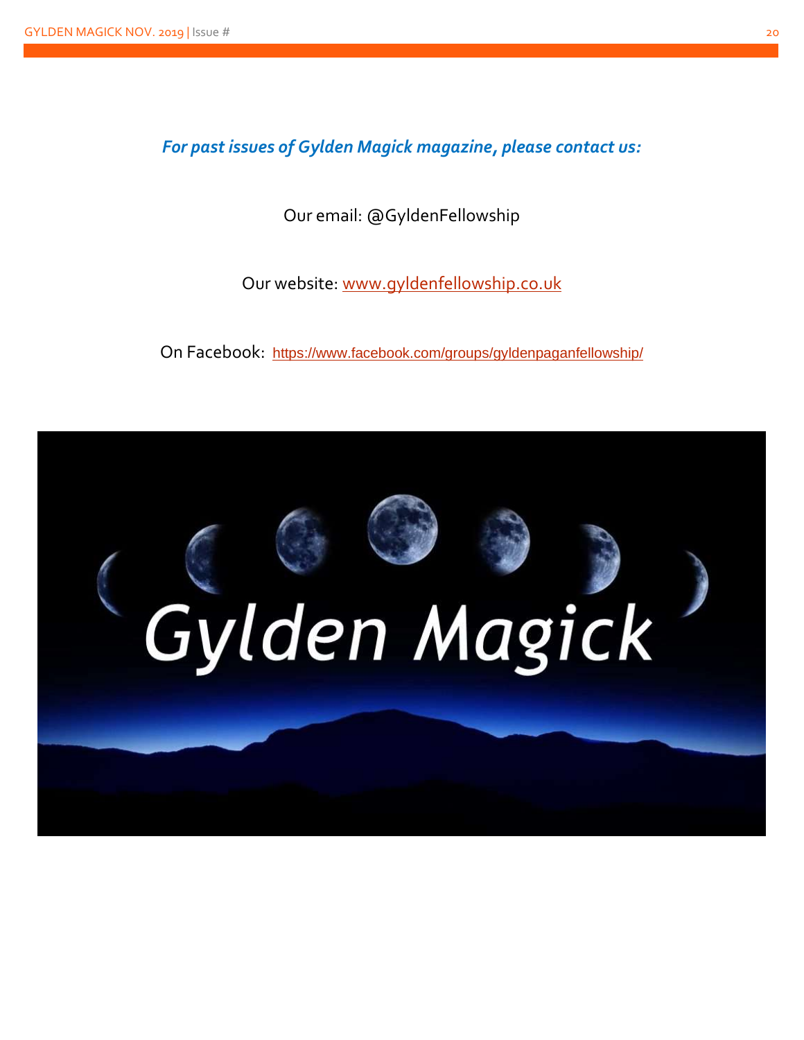***For past issues of Gylden Magick magazine, please contact us:***

Our email: @GyldenFellowship

Our website: [www.gyldenfellowship.co.uk](http://www.gyldenfellowship.co.uk)

On Facebook: [https://www.facebook.com/groups/gyldenpaganfellowship/](https://www.facebook.com/groups/gyldenpaganfellowship/)

Gylden Magick